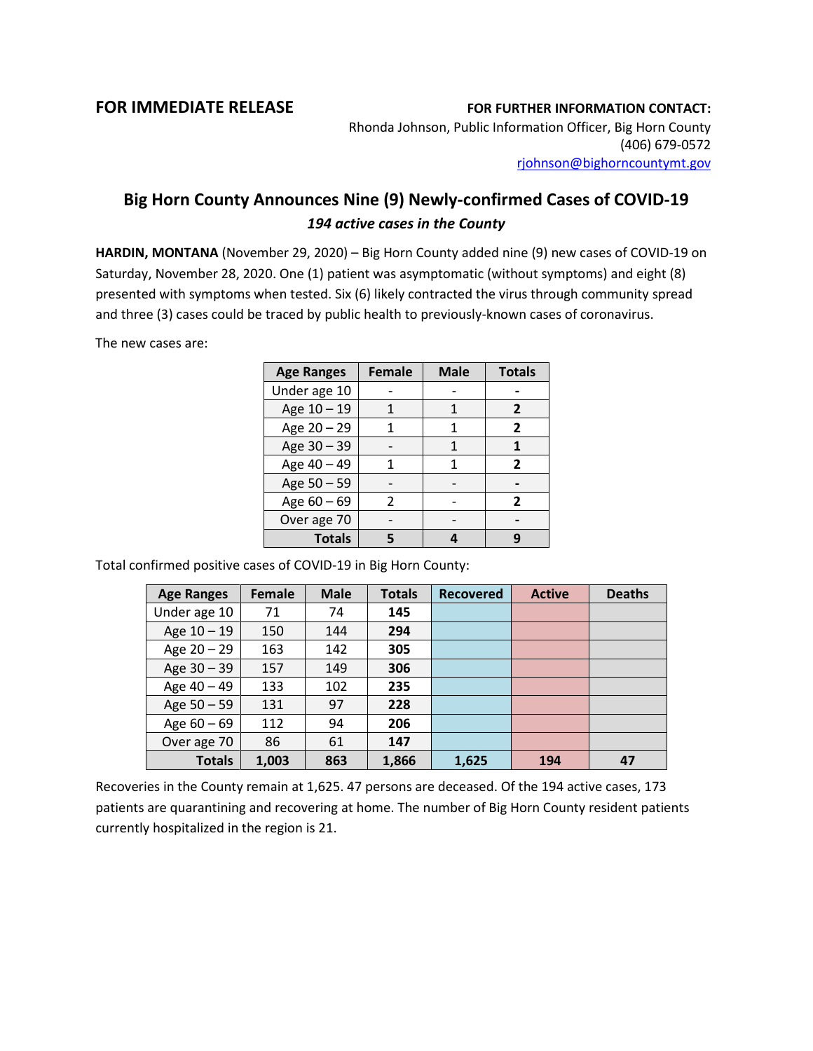**FOR IMMEDIATE RELEASE**

**FOR FURTHER INFORMATION CONTACT:**
Rhonda Johnson, Public Information Officer, Big Horn County
(406) 679-0572
rjohnson@bighorncountymt.gov

## Big Horn County Announces Nine (9) Newly-confirmed Cases of COVID-19

### *194 active cases in the County*

**HARDIN, MONTANA** (November 29, 2020) – Big Horn County added nine (9) new cases of COVID-19 on Saturday, November 28, 2020. One (1) patient was asymptomatic (without symptoms) and eight (8) presented with symptoms when tested. Six (6) likely contracted the virus through community spread and three (3) cases could be traced by public health to previously-known cases of coronavirus.

The new cases are:

| Age Ranges | Female | Male | Totals |
|---|---|---|---|
| Under age 10 | - | - | **-** |
| Age 10 – 19 | 1 | 1 | **2** |
| Age 20 – 29 | 1 | 1 | **2** |
| Age 30 – 39 | - | 1 | **1** |
| Age 40 – 49 | 1 | 1 | **2** |
| Age 50 – 59 | - | - | **-** |
| Age 60 – 69 | 2 | - | **2** |
| Over age 70 | - | - | **-** |
| **Totals** | **5** | **4** | **9** |

Total confirmed positive cases of COVID-19 in Big Horn County:

| Age Ranges | Female | Male | Totals | Recovered | Active | Deaths |
|---|---|---|---|---|---|---|
| Under age 10 | 71 | 74 | **145** | | | |
| Age 10 – 19 | 150 | 144 | **294** | | | |
| Age 20 – 29 | 163 | 142 | **305** | | | |
| Age 30 – 39 | 157 | 149 | **306** | | | |
| Age 40 – 49 | 133 | 102 | **235** | | | |
| Age 50 – 59 | 131 | 97 | **228** | | | |
| Age 60 – 69 | 112 | 94 | **206** | | | |
| Over age 70 | 86 | 61 | **147** | | | |
| **Totals** | **1,003** | **863** | **1,866** | **1,625** | **194** | **47** |

Recoveries in the County remain at 1,625. 47 persons are deceased. Of the 194 active cases, 173 patients are quarantining and recovering at home. The number of Big Horn County resident patients currently hospitalized in the region is 21.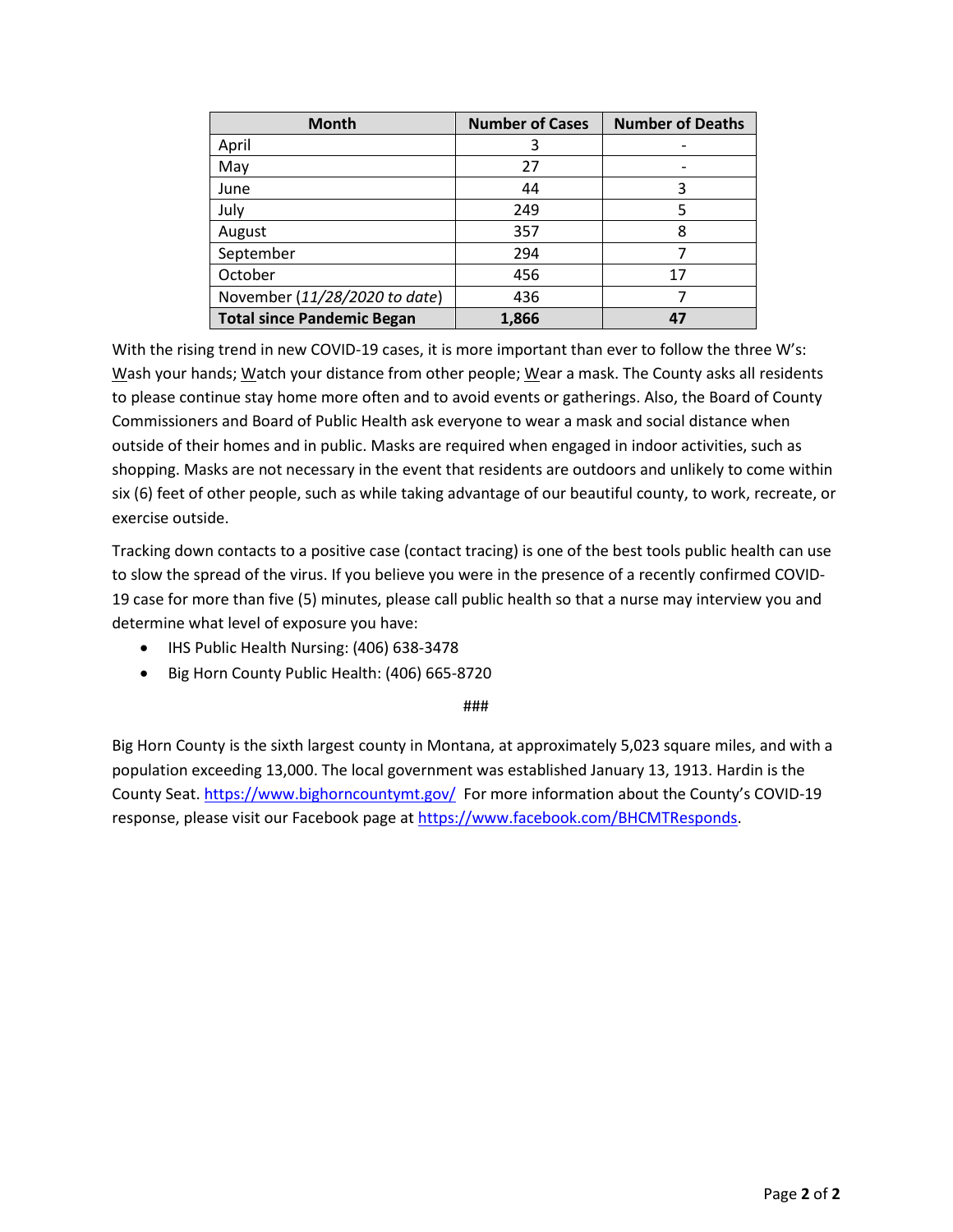| Month | Number of Cases | Number of Deaths |
|---|---|---|
| April | 3 | - |
| May | 27 | - |
| June | 44 | 3 |
| July | 249 | 5 |
| August | 357 | 8 |
| September | 294 | 7 |
| October | 456 | 17 |
| November (*11/28/2020 to date*) | 436 | 7 |
| **Total since Pandemic Began** | **1,866** | **47** |

With the rising trend in new COVID-19 cases, it is more important than ever to follow the three W's: Wash your hands; Watch your distance from other people; Wear a mask. The County asks all residents to please continue stay home more often and to avoid events or gatherings. Also, the Board of County Commissioners and Board of Public Health ask everyone to wear a mask and social distance when outside of their homes and in public. Masks are required when engaged in indoor activities, such as shopping. Masks are not necessary in the event that residents are outdoors and unlikely to come within six (6) feet of other people, such as while taking advantage of our beautiful county, to work, recreate, or exercise outside.

Tracking down contacts to a positive case (contact tracing) is one of the best tools public health can use to slow the spread of the virus. If you believe you were in the presence of a recently confirmed COVID-19 case for more than five (5) minutes, please call public health so that a nurse may interview you and determine what level of exposure you have:

- IHS Public Health Nursing: (406) 638-3478
- Big Horn County Public Health: (406) 665-8720

###

Big Horn County is the sixth largest county in Montana, at approximately 5,023 square miles, and with a population exceeding 13,000. The local government was established January 13, 1913. Hardin is the County Seat. https://www.bighorncountymt.gov/ For more information about the County's COVID-19 response, please visit our Facebook page at https://www.facebook.com/BHCMTResponds.